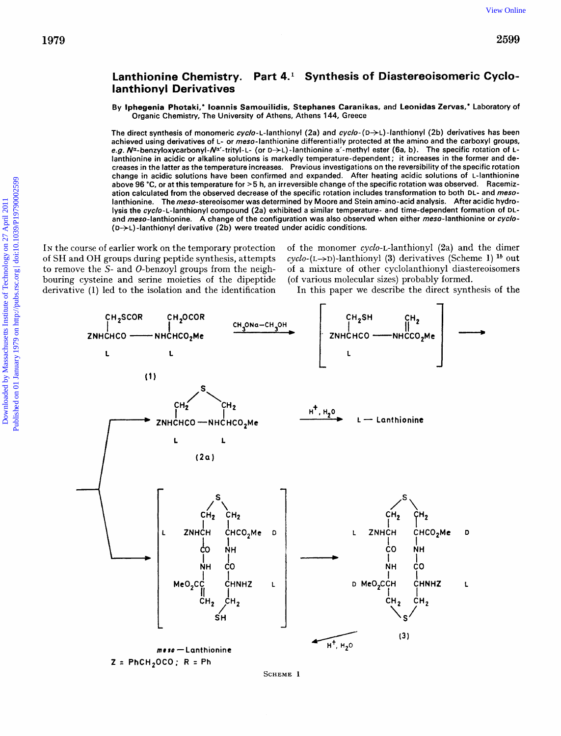# Lanthionine Chemistry. Part 4.[1] Synthesis of Diastereoisomeric Cyclo-lanthionyl Derivatives

By **Iphegenia Photaki,\* Ioannis Samouilidis, Stephanes Caranikas, and Leonidas Zervas,\*** Laboratory of Organic Chemistry, The University of Athens, Athens 144, Greece

The direct synthesis of monomeric *cyclo*-L-lanthionyl (2a) and *cyclo*-(D→L)-lanthionyl (2b) derivatives has been achieved using derivatives of L- or *meso*-lanthionine differentially protected at the amino and the carboxyl groups, *e.g.* $N^{\alpha}$-benzyloxycarbonyl-$N^{\alpha'}$-trityl-L- (or D→L)-lanthionine α'-methyl ester (6a, b). The specific rotation of L-lanthionine in acidic or alkaline solutions is markedly temperature-dependent; it increases in the former and decreases in the latter as the temperature increases. Previous investigations on the reversibility of the specific rotation change in acidic solutions have been confirmed and expanded. After heating acidic solutions of L-lanthionine above 96 °C, or at this temperature for >5 h, an irreversible change of the specific rotation was observed. Racemization calculated from the observed decrease of the specific rotation includes transformation to both DL- and *meso*-lanthionine. The *meso*-stereoisomer was determined by Moore and Stein amino-acid analysis. After acidic hydrolysis the *cyclo*-L-lanthionyl compound (2a) exhibited a similar temperature- and time-dependent formation of DL- and *meso*-lanthionine. A change of the configuration was also observed when either *meso*-lanthionine or *cyclo*-(D→L)-lanthionyl derivative (2b) were treated under acidic conditions.

In the course of earlier work on the temporary protection of SH and OH groups during peptide synthesis, attempts to remove the *S*- and *O*-benzoyl groups from the neighbouring cysteine and serine moieties of the dipeptide derivative (1) led to the isolation and the identification of the monomer *cyclo*-L-lanthionyl (2a) and the dimer *cyclo*-(L→D)-lanthionyl (3) derivatives (Scheme 1)[1b] out of a mixture of other cyclolanthionyl diastereoisomers (of various molecular sizes) probably formed.

In this paper we describe the direct synthesis of the

Z = $PhCH_2OCO$; R = Ph

SCHEME 1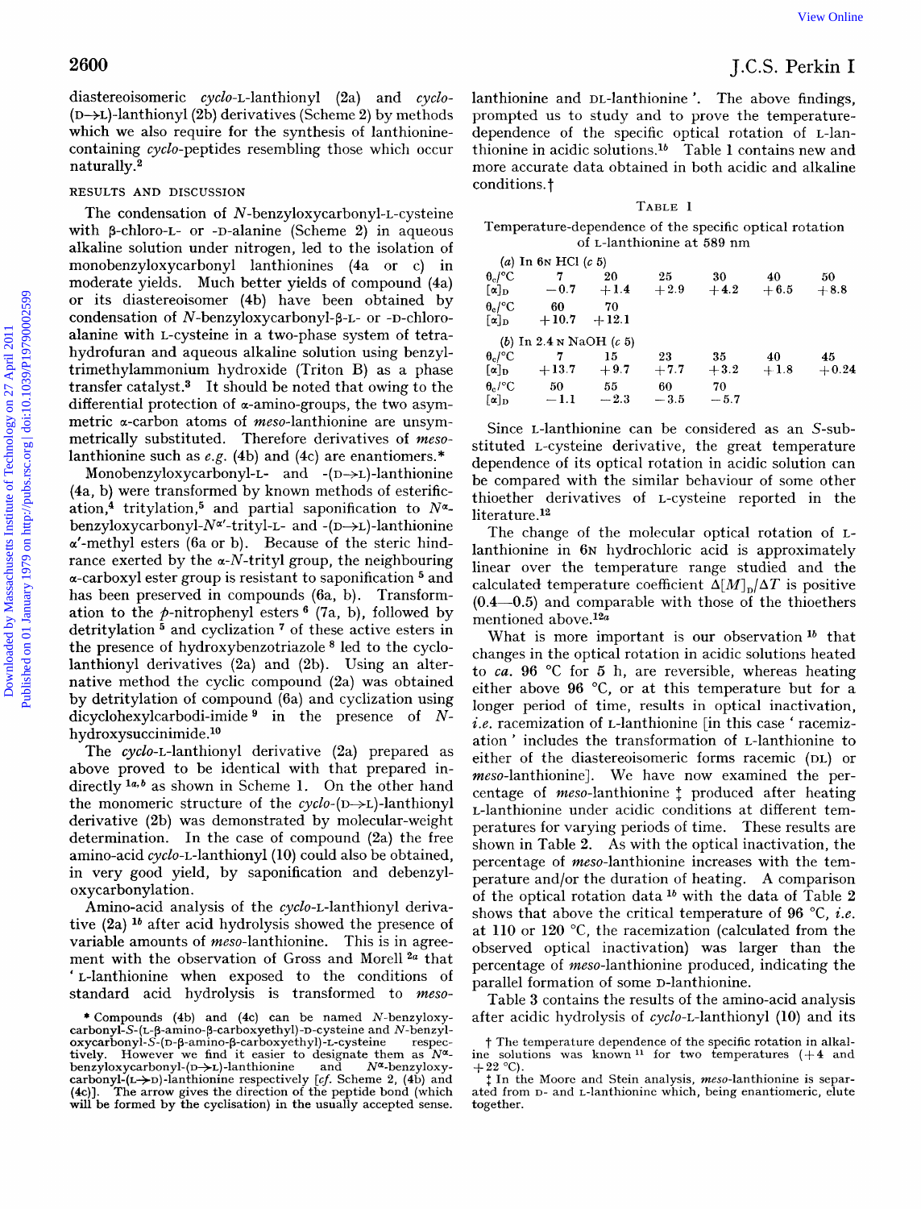diastereoisomeric *cyclo*-L-lanthionyl (2a) and *cyclo*-(D→L)-lanthionyl (2b) derivatives (Scheme 2) by methods which we also require for the synthesis of lanthionine-containing *cyclo*-peptides resembling those which occur naturally.[2]

## RESULTS AND DISCUSSION

The condensation of *N*-benzyloxycarbonyl-L-cysteine with β-chloro-L- or -D-alanine (Scheme 2) in aqueous alkaline solution under nitrogen, led to the isolation of monobenzyloxycarbonyl lanthionines (4a or c) in moderate yields. Much better yields of compound (4a) or its diastereoisomer (4b) have been obtained by condensation of *N*-benzyloxycarbonyl-β-L- or -D-chloro-alanine with L-cysteine in a two-phase system of tetrahydrofuran and aqueous alkaline solution using benzyltrimethylammonium hydroxide (Triton B) as a phase transfer catalyst.[3] It should be noted that owing to the differential protection of α-amino-groups, the two asymmetric α-carbon atoms of *meso*-lanthionine are unsymmetrically substituted. Therefore derivatives of *meso*-lanthionine such as *e.g.* (4b) and (4c) are enantiomers.*

Monobenzyloxycarbonyl-L- and -(D→L)-lanthionine (4a, b) were transformed by known methods of esterification,[4] tritylation,[5] and partial saponification to $N^{\alpha}$-benzyloxycarbonyl-$N^{\alpha'}$-trityl-L- and -(D→L)-lanthionine α'-methyl esters (6a or b). Because of the steric hindrance exerted by the α-*N*-trityl group, the neighbouring α-carboxyl ester group is resistant to saponification [5] and has been preserved in compounds (6a, b). Transformation to the *p*-nitrophenyl esters [6] (7a, b), followed by detritylation [5] and cyclization [7] of these active esters in the presence of hydroxybenzotriazole [8] led to the cyclolanthionyl derivatives (2a) and (2b). Using an alternative method the cyclic compound (2a) was obtained by detritylation of compound (6a) and cyclization using dicyclohexylcarbodi-imide [9] in the presence of *N*-hydroxysuccinimide.[10]

The *cyclo*-L-lanthionyl derivative (2a) prepared as above proved to be identical with that prepared indirectly [1a,b] as shown in Scheme 1. On the other hand the monomeric structure of the *cyclo*-(D→L)-lanthionyl derivative (2b) was demonstrated by molecular-weight determination. In the case of compound (2a) the free amino-acid *cyclo*-L-lanthionyl (10) could also be obtained, in very good yield, by saponification and debenzyloxycarbonylation.

Amino-acid analysis of the *cyclo*-L-lanthionyl derivative (2a) [1b] after acid hydrolysis showed the presence of variable amounts of *meso*-lanthionine. This is in agreement with the observation of Gross and Morell [2a] that 'L-lanthionine when exposed to the conditions of standard acid hydrolysis is transformed to *meso*-lanthionine and DL-lanthionine'. The above findings, prompted us to study and to prove the temperature-dependence of the specific optical rotation of L-lanthionine in acidic solutions.[1b] Table 1 contains new and more accurate data obtained in both acidic and alkaline conditions.†

TABLE 1

Temperature-dependence of the specific optical rotation of L-lanthionine at 589 nm

(*a*) In 6N HCl (*c* 5)

| $\theta_c$/°C | 7 | 20 | 25 | 30 | 40 | 50 | 60 | 70 |
|---|---|---|---|---|---|---|---|---|
| $[\alpha]_D$ | −0.7 | +1.4 | +2.9 | +4.2 | +6.5 | +8.8 | +10.7 | +12.1 |

(*b*) In 2.4 N NaOH (*c* 5)

| $\theta_c$/°C | 7 | 15 | 23 | 35 | 40 | 45 | 50 | 55 | 60 | 70 |
|---|---|---|---|---|---|---|---|---|---|---|
| $[\alpha]_D$ | +13.7 | +9.7 | +7.7 | +3.2 | +1.8 | +0.24 | −1.1 | −2.3 | −3.5 | −5.7 |

Since L-lanthionine can be considered as an *S*-substituted L-cysteine derivative, the great temperature dependence of its optical rotation in acidic solution can be compared with the similar behaviour of some other thioether derivatives of L-cysteine reported in the literature.[12]

The change of the molecular optical rotation of L-lanthionine in 6N hydrochloric acid is approximately linear over the temperature range studied and the calculated temperature coefficient $\Delta[M]_D/\Delta T$ is positive (0.4—0.5) and comparable with those of the thioethers mentioned above.[12a]

What is more important is our observation [1b] that changes in the optical rotation in acidic solutions heated to *ca.* 96 °C for 5 h, are reversible, whereas heating either above 96 °C, or at this temperature but for a longer period of time, results in optical inactivation, *i.e.* racemization of L-lanthionine [in this case 'racemization' includes the transformation of L-lanthionine to either of the diastereoisomeric forms racemic (DL) or *meso*-lanthionine]. We have now examined the percentage of *meso*-lanthionine ‡ produced after heating L-lanthionine under acidic conditions at different temperatures for varying periods of time. These results are shown in Table 2. As with the optical inactivation, the percentage of *meso*-lanthionine increases with the temperature and/or the duration of heating. A comparison of the optical rotation data [1b] with the data of Table 2 shows that above the critical temperature of 96 °C, *i.e.* at 110 or 120 °C, the racemization (calculated from the observed optical inactivation) was larger than the percentage of *meso*-lanthionine produced, indicating the parallel formation of some D-lanthionine.

Table 3 contains the results of the amino-acid analysis after acidic hydrolysis of *cyclo*-L-lanthionyl (10) and its

* Compounds (4b) and (4c) can be named *N*-benzyloxycarbonyl-*S*-(L-β-amino-β-carboxyethyl)-D-cysteine and *N*-benzyloxycarbonyl-*S*-(D-β-amino-β-carboxyethyl)-L-cysteine respectively. However we find it easier to designate them as $N^{\alpha}$-benzyloxycarbonyl-(D→L)-lanthionine and $N^{\alpha}$-benzyloxycarbonyl-(L→D)-lanthionine respectively [*cf.* Scheme 2, (4b) and (4c)]. The arrow gives the direction of the peptide bond (which will be formed by the cyclization) in the usually accepted sense.

† The temperature dependence of the specific rotation in alkaline solutions was known [11] for two temperatures (+4 and +22 °C).

‡ In the Moore and Stein analysis, *meso*-lanthionine is separated from D- and L-lanthionine which, being enantiomeric, elute together.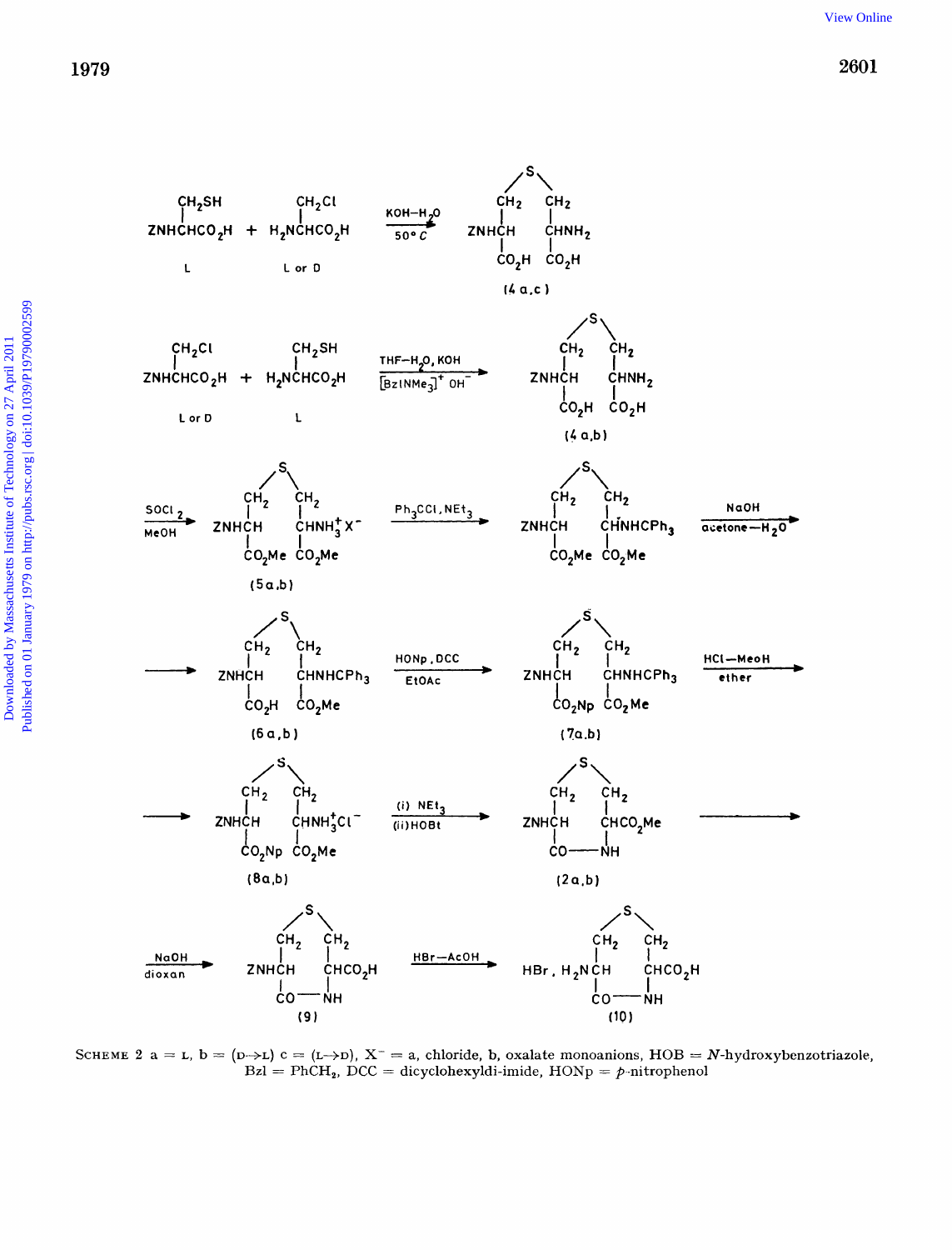SCHEME 2 a = L, b = (D→L) c = (L→D), $X^-$ = a, chloride, b, oxalate monoanions, HOB = *N*-hydroxybenzotriazole, Bzl = $PhCH_2$, DCC = dicyclohexyldi-imide, HONp = *p*-nitrophenol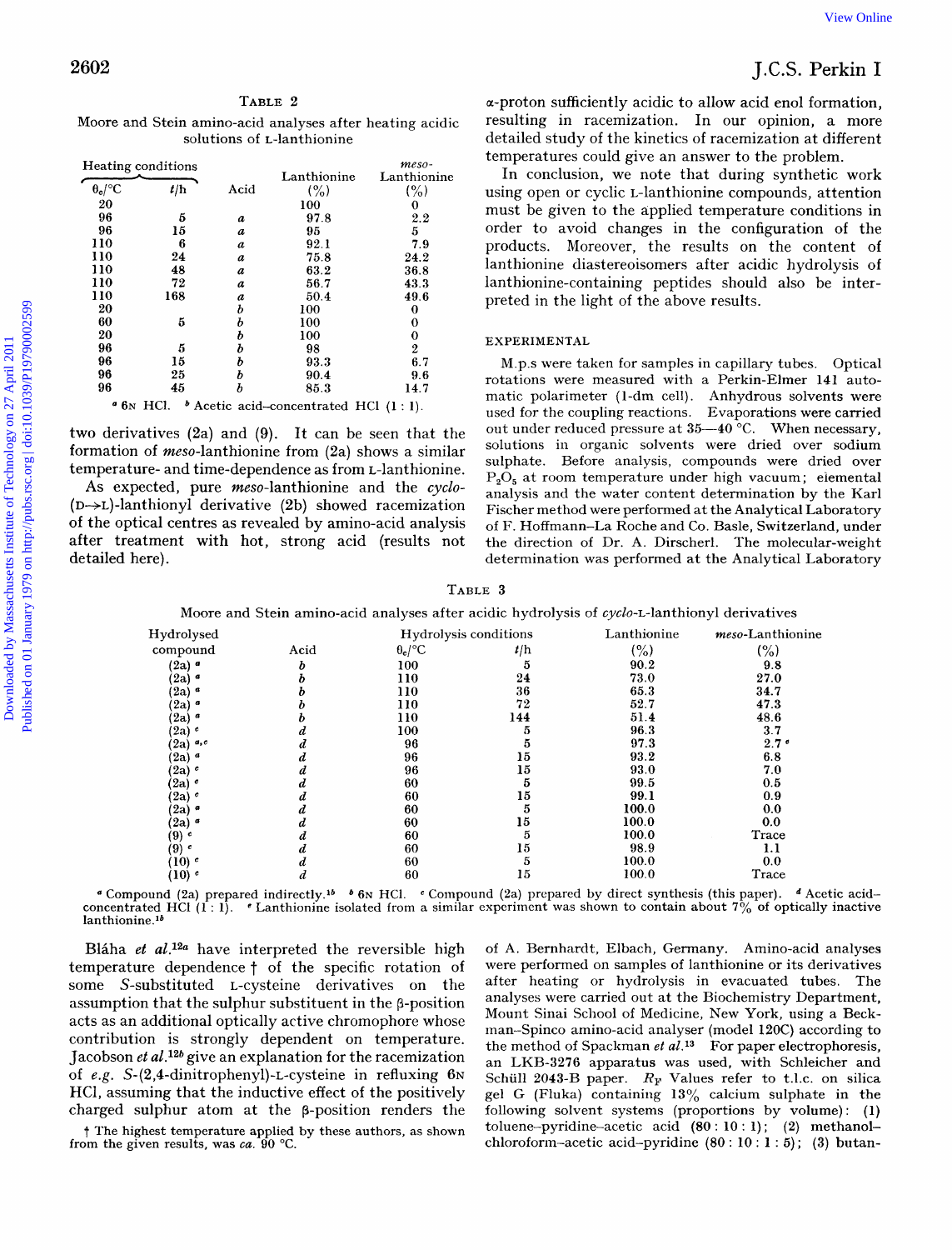TABLE 2

Moore and Stein amino-acid analyses after heating acidic solutions of L-lanthionine

| Heating conditions | | | | |
|---|---|---|---|---|
| $\theta_c$/°C | $t$/h | Acid | Lanthionine (%) | *meso*-Lanthionine (%) |
| 20 | | | 100 | 0 |
| 96 | 5 | *a* | 97.8 | 2.2 |
| 96 | 15 | *a* | 95 | 5 |
| 110 | 6 | *a* | 92.1 | 7.9 |
| 110 | 24 | *a* | 75.8 | 24.2 |
| 110 | 48 | *a* | 63.2 | 36.8 |
| 110 | 72 | *a* | 56.7 | 43.3 |
| 110 | 168 | *a* | 50.4 | 49.6 |
| 20 | | *b* | 100 | 0 |
| 60 | 5 | *b* | 100 | 0 |
| 20 | | *b* | 100 | 0 |
| 96 | 5 | *b* | 98 | 2 |
| 96 | 15 | *b* | 93.3 | 6.7 |
| 96 | 25 | *b* | 90.4 | 9.6 |
| 96 | 45 | *b* | 85.3 | 14.7 |

[a] 6N HCl. [b] Acetic acid–concentrated HCl (1 : 1).

two derivatives (2a) and (9). It can be seen that the formation of *meso*-lanthionine from (2a) shows a similar temperature- and time-dependence as from L-lanthionine.

As expected, pure *meso*-lanthionine and the *cyclo*-(D→L)-lanthionyl derivative (2b) showed racemization of the optical centres as revealed by amino-acid analysis after treatment with hot, strong acid (results not detailed here).

TABLE 3

Moore and Stein amino-acid analyses after acidic hydrolysis of *cyclo*-L-lanthionyl derivatives

| Hydrolysed compound | Acid | Hydrolysis conditions $\theta_c$/°C | $t$/h | Lanthionine (%) | *meso*-Lanthionine (%) |
|---|---|---|---|---|---|
| (2a) [a] | *b* | 100 | 5 | 90.2 | 9.8 |
| (2a) [a] | *b* | 110 | 24 | 73.0 | 27.0 |
| (2a) [a] | *b* | 110 | 36 | 65.3 | 34.7 |
| (2a) [a] | *b* | 110 | 72 | 52.7 | 47.3 |
| (2a) [a] | *b* | 110 | 144 | 51.4 | 48.6 |
| (2a) [c] | *d* | 100 | 5 | 96.3 | 3.7 |
| (2a) [a,c] | *d* | 96 | 5 | 97.3 | 2.7 [e] |
| (2a) [a] | *d* | 96 | 15 | 93.2 | 6.8 |
| (2a) [c] | *d* | 96 | 15 | 93.0 | 7.0 |
| (2a) [c] | *d* | 60 | 5 | 99.5 | 0.5 |
| (2a) [c] | *d* | 60 | 15 | 99.1 | 0.9 |
| (2a) [a] | *d* | 60 | 5 | 100.0 | 0.0 |
| (2a) [a] | *d* | 60 | 15 | 100.0 | 0.0 |
| (9) [c] | *d* | 60 | 5 | 100.0 | Trace |
| (9) [c] | *d* | 60 | 15 | 98.9 | 1.1 |
| (10) [c] | *d* | 60 | 5 | 100.0 | 0.0 |
| (10) [c] | *d* | 60 | 15 | 100.0 | Trace |

[a] Compound (2a) prepared indirectly.[1b] [b] 6N HCl. [c] Compound (2a) prepared by direct synthesis (this paper). [d] Acetic acid–concentrated HCl (1 : 1). [e] Lanthionine isolated from a similar experiment was shown to contain about 7% of optically inactive lanthionine.[1b]

Bláha *et al.*[12a] have interpreted the reversible high temperature dependence † of the specific rotation of some *S*-substituted L-cysteine derivatives on the assumption that the sulphur substituent in the β-position acts as an additional optically active chromophore whose contribution is strongly dependent on temperature. Jacobson *et al.*[12b] give an explanation for the racemization of *e.g.* *S*-(2,4-dinitrophenyl)-L-cysteine in refluxing 6N HCl, assuming that the inductive effect of the positively charged sulphur atom at the β-position renders the α-proton sufficiently acidic to allow acid enol formation, resulting in racemization. In our opinion, a more detailed study of the kinetics of racemization at different temperatures could give an answer to the problem.

† The highest temperature applied by these authors, as shown from the given results, was *ca.* 90 °C.

In conclusion, we note that during synthetic work using open or cyclic L-lanthionine compounds, attention must be given to the applied temperature conditions in order to avoid changes in the configuration of the products. Moreover, the results on the content of lanthionine diastereoisomers after acidic hydrolysis of lanthionine-containing peptides should also be interpreted in the light of the above results.

## EXPERIMENTAL

M.p.s were taken for samples in capillary tubes. Optical rotations were measured with a Perkin-Elmer 141 automatic polarimeter (1-dm cell). Anhydrous solvents were used for the coupling reactions. Evaporations were carried out under reduced pressure at 35—40 °C. When necessary, solutions in organic solvents were dried over sodium sulphate. Before analysis, compounds were dried over $P_2O_5$ at room temperature under high vacuum; elemental analysis and the water content determination by the Karl Fischer method were performed at the Analytical Laboratory of F. Hoffmann–La Roche and Co. Basle, Switzerland, under the direction of Dr. A. Dirscherl. The molecular-weight determination was performed at the Analytical Laboratory of A. Bernhardt, Elbach, Germany. Amino-acid analyses were performed on samples of lanthionine or its derivatives after heating or hydrolysis in evacuated tubes. The analyses were carried out at the Biochemistry Department, Mount Sinai School of Medicine, New York, using a Beckman–Spinco amino-acid analyser (model 120C) according to the method of Spackman *et al.*[13] For paper electrophoresis, an LKB-3276 apparatus was used, with Schleicher and Schüll 2043-B paper. $R_F$ Values refer to t.l.c. on silica gel G (Fluka) containing 13% calcium sulphate in the following solvent systems (proportions by volume): (1) toluene–pyridine–acetic acid (80 : 10 : 1); (2) methanol–chloroform–acetic acid–pyridine (80 : 10 : 1 : 5); (3) butan-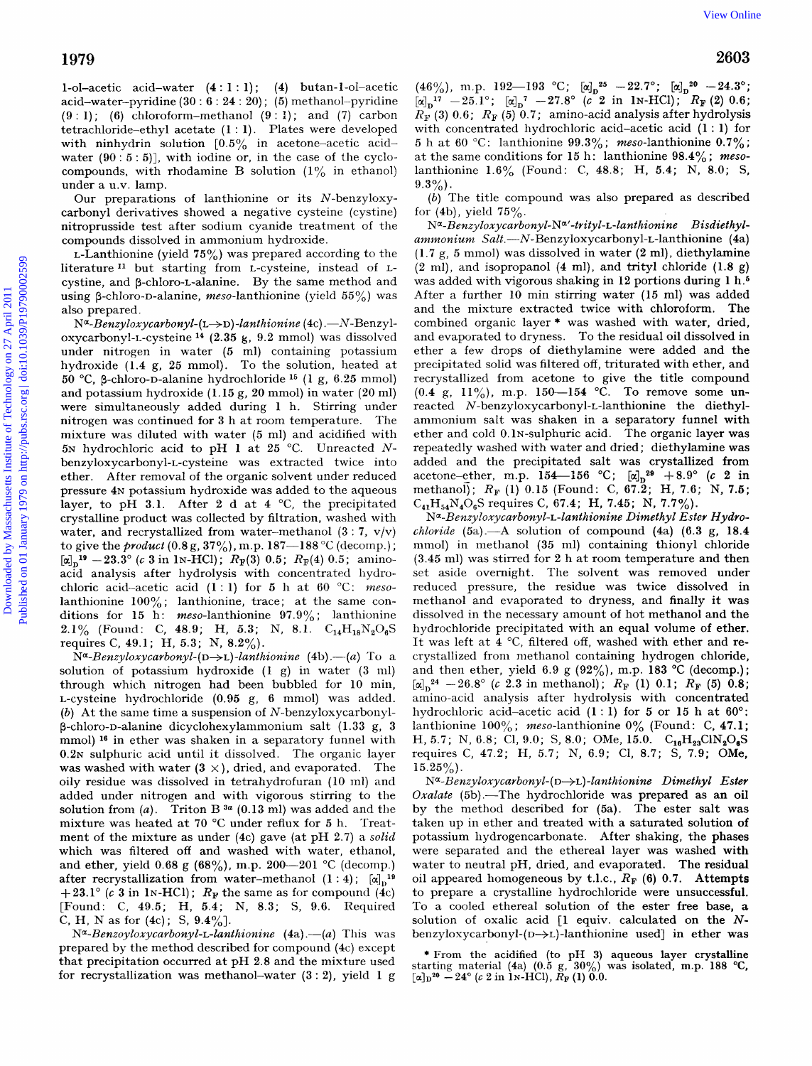1-ol–acetic acid–water (4 : 1 : 1); (4) butan-1-ol–acetic acid–water–pyridine (30 : 6 : 24 : 20); (5) methanol–pyridine (9 : 1); (6) chloroform–methanol (9 : 1); and (7) carbon tetrachloride–ethyl acetate (1 : 1). Plates were developed with ninhydrin solution [0.5% in acetone–acetic acid–water (90 : 5 : 5)], with iodine or, in the case of the cyclo-compounds, with rhodamine B solution (1% in ethanol) under a u.v. lamp.

Our preparations of lanthionine or its *N*-benzyloxycarbonyl derivatives showed a negative cysteine (cystine) nitroprusside test after sodium cyanide treatment of the compounds dissolved in ammonium hydroxide.

L-Lanthionine (yield 75%) was prepared according to the literature[11] but starting from L-cysteine, instead of L-cystine, and β-chloro-L-alanine. By the same method and using β-chloro-D-alanine, *meso*-lanthionine (yield 55%) was also prepared.

$N^\alpha$*-Benzyloxycarbonyl-*(L→D)*-lanthionine* (4c).—*N*-Benzyloxycarbonyl-L-cysteine[14] (2.35 g, 9.2 mmol) was dissolved under nitrogen in water (5 ml) containing potassium hydroxide (1.4 g, 25 mmol). To the solution, heated at 50 °C, β-chloro-D-alanine hydrochloride[15] (1 g, 6.25 mmol) and potassium hydroxide (1.15 g, 20 mmol) in water (20 ml) were simultaneously added during 1 h. Stirring under nitrogen was continued for 3 h at room temperature. The mixture was diluted with water (5 ml) and acidified with 5N hydrochloric acid to pH 1 at 25 °C. Unreacted *N*-benzyloxycarbonyl-L-cysteine was extracted twice into ether. After removal of the organic solvent under reduced pressure 4N potassium hydroxide was added to the aqueous layer, to pH 3.1. After 2 d at 4 °C, the precipitated crystalline product was collected by filtration, washed with water, and recrystallized from water–methanol (3 : 7, v/v) to give the *product* (0.8 g, 37%), m.p. 187—188 °C (decomp.); $[\alpha]_D^{19}$ −23.3° (*c* 3 in 1N-HCl); $R_F$(3) 0.5; $R_F$(4) 0.5; amino-acid analysis after hydrolysis with concentrated hydrochloric acid–acetic acid (1 : 1) for 5 h at 60 °C: *meso*-lanthionine 100%; lanthionine, trace; at the same conditions for 15 h: *meso*-lanthionine 97.9%; lanthionine 2.1% (Found: C, 48.9; H, 5.3; N, 8.1. $C_{14}H_{18}N_2O_6S$ requires C, 49.1; H, 5.3; N, 8.2%).

$N^\alpha$*-Benzyloxycarbonyl-*(D→L)*-lanthionine* (4b).—(*a*) To a solution of potassium hydroxide (1 g) in water (3 ml) through which nitrogen had been bubbled for 10 min, L-cysteine hydrochloride (0.95 g, 6 mmol) was added. (*b*) At the same time a suspension of *N*-benzyloxycarbonyl-β-chloro-D-alanine dicyclohexylammonium salt (1.33 g, 3 mmol)[16] in ether was shaken in a separatory funnel with 0.2N sulphuric acid until it dissolved. The organic layer was washed with water (3 ×), dried, and evaporated. The oily residue was dissolved in tetrahydrofuran (10 ml) and added under nitrogen and with vigorous stirring to the solution from (*a*). Triton B[3a] (0.13 ml) was added and the mixture was heated at 70 °C under reflux for 5 h. Treatment of the mixture as under (4c) (at pH 2.7) gave (*a*) *solid* which was filtered off and washed with water, ethanol, and ether, yield 0.68 g (68%), m.p. 200—201 °C (decomp.) after recrystallization from water–methanol (1 : 4); $[\alpha]_D^{19}$ +23.1° (*c* 3 in 1N-HCl); $R_F$ the same as for compound (4c) [Found: C, 49.5; H, 5.4; N, 8.3; S, 9.6. Required C, H, N as for (4c); S, 9.4%].

$N^\alpha$*-Benzoyloxycarbonyl-*L*-lanthionine* (4a).—(*a*) This was prepared by the method described for compound (4c) except that precipitation occurred at pH 2.8 and the mixture used for recrystallization was methanol–water (3 : 2), yield 1 g (46%), m.p. 192—193 °C; $[\alpha]_D^{25}$ −22.7°; $[\alpha]_D^{20}$ −24.3°; $[\alpha]_D^{17}$ −25.1°; $[\alpha]_D^{7}$ −27.8° (*c* 2 in 1N-HCl); $R_F$ (2) 0.6; $R_F$ (3) 0.6; $R_F$ (5) 0.7; amino-acid analysis after hydrolysis with concentrated hydrochloric acid–acetic acid (1 : 1) for 5 h at 60 °C: lanthionine 99.3%; *meso*-lanthionine 0.7%; at the same conditions for 15 h: lanthionine 98.4%; *meso*-lanthionine 1.6% (Found: C, 48.8; H, 5.4; N, 8.0; S, 9.3%).

(*b*) The title compound was also prepared as described for (4b), yield 75%.

$N^\alpha$*-Benzyloxycarbonyl-*$N^{\alpha'}$*-trityl-*L*-lanthionine Bisdiethylammonium Salt.*—*N*-Benzyloxycarbonyl-L-lanthionine (4a) (1.7 g, 5 mmol) was dissolved in water (2 ml), diethylamine (2 ml), and isopropanol (4 ml), and trityl chloride (1.8 g) was added with vigorous shaking in 12 portions during 1 h.[5] After a further 10 min stirring water (15 ml) was added and the mixture extracted twice with chloroform. The combined organic layer * was washed with water, dried, and evaporated to dryness. To the residual oil dissolved in ether a few drops of diethylamine were added and the precipitated solid was filtered off, triturated with ether, and recrystallized from acetone to give the title compound (0.4 g, 11%), m.p. 150—154 °C. To remove some unreacted *N*-benzyloxycarbonyl-L-lanthionine the diethylammonium salt was shaken in a separatory funnel with ether and cold 0.1N-sulphuric acid. The organic layer was repeatedly washed with water and dried; diethylamine was added and the precipitated salt was crystallized from acetone–ether, m.p. 154—156 °C; $[\alpha]_D^{29}$ +8.9° (*c* 2 in methanol); $R_F$ (1) 0.15 (Found: C, 67.2; H, 7.6; N, 7.5; $C_{41}H_{54}N_4O_6S$ requires C, 67.4; H, 7.45; N, 7.7%).

$N^\alpha$*-Benzyloxycarbonyl-*L*-lanthionine Dimethyl Ester Hydrochloride* (5a).—A solution of compound (4a) (6.3 g, 18.4 mmol) in methanol (35 ml) containing thionyl chloride (3.45 ml) was stirred for 2 h at room temperature and then set aside overnight. The solvent was removed under reduced pressure, the residue was twice dissolved in methanol and evaporated to dryness, and finally it was dissolved in the necessary amount of hot methanol and the hydrochloride precipitated with an equal volume of ether. It was left at 4 °C, filtered off, washed with ether and recrystallized from methanol containing hydrogen chloride, and then ether, yield 6.9 g (92%), m.p. 183 °C (decomp.); $[\alpha]_D^{24}$ −26.8° (*c* 2.3 in methanol); $R_F$ (1) 0.1; $R_F$ (5) 0.8; amino-acid analysis after hydrolysis with concentrated hydrochloric acid–acetic acid (1 : 1) for 5 or 15 h at 60°: lanthionine 100%; *meso*-lanthionine 0% (Found: C, 47.1; H, 5.7; N, 6.8; Cl, 9.0; S, 8.0; OMe, 15.0. $C_{16}H_{23}ClN_2O_6S$ requires C, 47.2; H, 5.7; N, 6.9; Cl, 8.7; S, 7.9; OMe, 15.25%).

$N^\alpha$*-Benzyloxycarbonyl-*(D→L)*-lanthionine Dimethyl Ester Oxalate* (5b).—The hydrochloride was prepared as an oil by the method described for (5a). The ester salt was taken up in ether and treated with a saturated solution of potassium hydrogencarbonate. After shaking, the phases were separated and the ethereal layer was washed with water to neutral pH, dried, and evaporated. The residual oil appeared homogeneous by t.l.c., $R_F$ (6) 0.7. Attempts to prepare a crystalline hydrochloride were unsuccessful. To a cooled ethereal solution of the ester free base, a solution of oxalic acid [1 equiv. calculated on the *N*-benzyloxycarbonyl-(D→L)-lanthionine used] in ether was

\* From the acidified (to pH 3) aqueous layer crystalline starting material (4a) (0.5 g, 30%) was isolated, m.p. 188 °C, $[\alpha]_D^{20}$ −24° (*c* 2 in 1N-HCl), $R_F$ (1) 0.0.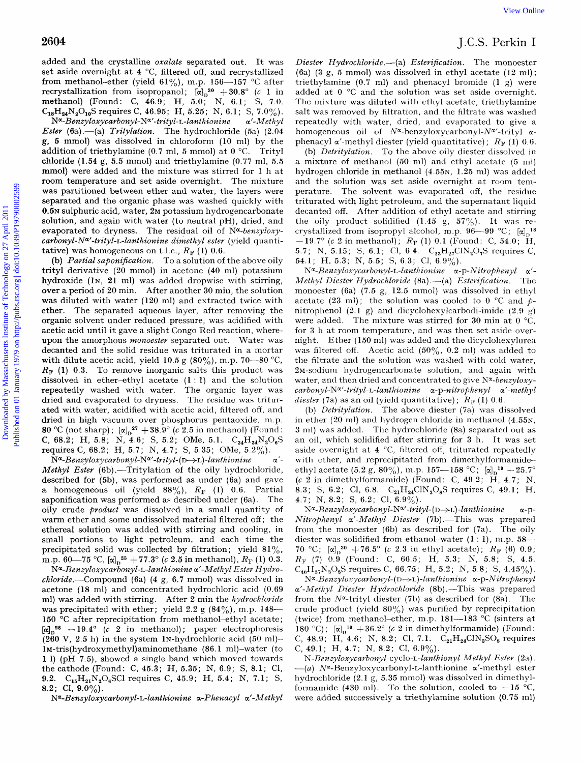added and the crystalline *oxalate* separated out. It was set aside overnight at 4 °C, filtered off, and recrystallized from methanol–ether (yield 61%), m.p. 156—157 °C after recrystallization from isopropanol; $[\alpha]_D^{30}$ +30.8° (*c* 1 in methanol) (Found: C, 46.9; H, 5.0; N, 6.1; S, 7.0. $C_{18}H_{24}N_2O_{10}S$ requires C, 46.95; H, 5.25; N, 6.1; S, 7.0%).

N$^\alpha$-*Benzyloxycarbonyl*-N$^{\alpha'}$-*trityl*-L-*lanthionine* α'-*Methyl Ester* (6a).—(a) *Tritylation.* The hydrochloride (5a) (2.04 g, 5 mmol) was dissolved in chloroform (10 ml) by the addition of triethylamine (0.7 ml, 5 mmol) at 0 °C. Trityl chloride (1.54 g, 5.5 mmol) and triethylamine (0.77 ml, 5.5 mmol) were added and the mixture was stirred for 1 h at room temperature and set aside overnight. The mixture was partitioned between ether and water, the layers were separated and the organic phase was washed quickly with 0.5N sulphuric acid, water, 2M potassium hydrogencarbonate solution, and again with water (to neutral pH), dried, and evaporated to dryness. The residual oil of N$^\alpha$-*benzyloxycarbonyl*-N$^{\alpha'}$-*trityl*-L-*lanthionine dimethyl ester* (yield quantitative) was homogeneous on t.l.c., $R_F$ (1) 0.6.

(b) *Partial saponification.* To a solution of the above oily trityl derivative (20 mmol) in acetone (40 ml) potassium hydroxide (1N, 21 ml) was added dropwise with stirring, over a period of 20 min. After another 30 min, the solution was diluted with water (120 ml) and extracted twice with ether. The separated aqueous layer, after removing the organic solvent under reduced pressure, was acidified with acetic acid until it gave a slight Congo Red reaction, whereupon the amorphous *monoester* separated out. Water was decanted and the solid residue was triturated in a mortar with dilute acetic acid, yield 10.5 g (80%), m.p. 70—80 °C, $R_F$ (1) 0.3. To remove inorganic salts this product was dissolved in ether–ethyl acetate (1 : 1) and the solution repeatedly washed with water. The organic layer was dried and evaporated to dryness. The residue was triturated with water, acidified with acetic acid, filtered off, and dried in high vacuum over phosphorus pentaoxide, m.p. 80 °C (not sharp); $[\alpha]_D^{27}$ +38.9° (*c* 2.5 in methanol) (Found: C, 68.2; H, 5.8; N, 4.6; S, 5.2; OMe, 5.1. $C_{34}H_{34}N_2O_6S$ requires C, 68.2; H, 5.7; N, 4.7; S, 5.35; OMe, 5.2%).

N$^\alpha$-*Benzyloxycarbonyl*-N$^{\alpha'}$-*trityl*-(D→L)-*lanthionine* α'-*Methyl Ester* (6b).—Tritylation of the oily hydrochloride, described for (5b), was performed as under (6a) and gave a homogeneous oil (yield 88%), $R_F$ (1) 0.6. Partial saponification was performed as described under (6a). The oily crude *product* was dissolved in a small quantity of warm ether and some undissolved material filtered off; the ethereal solution was added with stirring and cooling, in small portions to light petroleum, and each time the precipitated solid was collected by filtration; yield 81%, m.p. 60—75 °C, $[\alpha]_D^{25}$ +77.3° (*c* 2.5 in methanol), $R_F$ (1) 0.3.

N$^\alpha$-*Benzyloxycarbonyl*-L-*lanthionine* α'-*Methyl Ester Hydrochloride*.—Compound (6a) (4 g, 6.7 mmol) was dissolved in acetone (18 ml) and concentrated hydrochloric acid (0.69 ml) was added with stirring. After 2 min the *hydrochloride* was precipitated with ether; yield 2.2 g (84%), m.p. 148—150 °C after reprecipitation from methanol–ethyl acetate; $[\alpha]_D^{28}$ −19.4° (*c* 2 in methanol); paper electrophoresis (260 V, 2.5 h) in the system 1N-hydrochloric acid (50 ml)–1M-tris(hydroxymethyl)aminomethane (86.1 ml)–water (to 1 l) (pH 7.5), showed a single band which moved towards the cathode (Found: C, 45.3; H, 5.35; N, 6.9; S, 8.1; Cl, 9.2. $C_{15}H_{21}N_2O_6SCl$ requires C, 45.9; H, 5.4; N, 7.1; S, 8.2; Cl, 9.0%).

N$^\alpha$-*Benzyloxycarbonyl*-L-*lanthionine* α-*Phenacyl* α'-*Methyl Diester Hydrochloride*.—(a) *Esterification.* The monoester (6a) (3 g, 5 mmol) was dissolved in ethyl acetate (12 ml); triethylamine (0.7 ml) and phenacyl bromide (1 g) were added at 0 °C and the solution was set aside overnight. The mixture was diluted with ethyl acetate, triethylamine salt was removed by filtration, and the filtrate was washed repeatedly with water, dried, and evaporated to give a homogeneous oil of N$^\alpha$-benzyloxycarbonyl-N$^{\alpha'}$-trityl α-phenacyl α'-methyl diester (yield quantitative); $R_F$ (1) 0.6.

(b) *Detritylation.* To the above oily diester dissolved in a mixture of methanol (50 ml) and ethyl acetate (5 ml) hydrogen chloride in methanol (4.55N, 1.25 ml) was added and the solution was set aside overnight at room temperature. The solvent was evaporated off, the residue triturated with light petroleum, and the supernatant liquid decanted off. After addition of ethyl acetate and stirring the oily product solidified (1.45 g, 57%). It was recrystallized from isopropyl alcohol, m.p. 96—99 °C; $[\alpha]_D^{18}$ −19.7° (*c* 2 in methanol); $R_F$ (1) 0.1 (Found: C, 54.0; H, 5.7; N, 5.15; S, 6.1; Cl, 6.4. $C_{23}H_{27}ClN_2O_7S$ requires C, 54.1; H, 5.3; N, 5.5; S, 6.3; Cl, 6.9%).

N$^\alpha$-*Benzyloxycarbonyl*-L-*lanthionine* α-p-*Nitrophenyl* α'-*Methyl Diester Hydrochloride* (8a).—(a) *Esterification.* The monoester (6a) (7.5 g, 12.5 mmol) was dissolved in ethyl acetate (23 ml); the solution was cooled to 0 °C and *p*-nitrophenol (2.1 g) and dicyclohexylcarbodi-imide (2.9 g) were added. The mixture was stirred for 30 min at 0 °C, for 3 h at room temperature, and was then set aside overnight. Ether (150 ml) was added and the dicyclohexylurea was filtered off. Acetic acid (50%, 0.2 ml) was added to the filtrate and the solution was washed with cold water, 2M-sodium hydrogencarbonate solution, and again with water, and then dried and concentrated to give N$^\alpha$-*benzyloxycarbonyl*-N$^{\alpha'}$-*trityl*-L-*lanthionine* α-p-*nitrophenyl* α'-*methyl diester* (7a) as an oil (yield quantitative); $R_F$ (1) 0.6.

(b) *Detritylation.* The above diester (7a) was dissolved in ether (20 ml) and hydrogen chloride in methanol (4.55N, 3 ml) was added. The hydrochloride (8a) separated out as an oil, which solidified after stirring for 3 h. It was set aside overnight at 4 °C, filtered off, triturated repeatedly with ether, and reprecipitated from dimethylformamide–ethyl acetate (5.2 g, 80%), m.p. 157—158 °C; $[\alpha]_D^{19}$ −25.7° (*c* 2 in dimethylformamide) (Found: C, 49.2; H, 4.7; N, 8.3; S, 6.2; Cl, 6.8. $C_{21}H_{24}ClN_3O_8S$ requires C, 49.1; H, 4.7; N, 8.2; S, 6.2; Cl, 6.9%).

N$^\alpha$-*Benzyloxycarbonyl*-N$^{\alpha'}$-*trityl*-(D→L)-*lanthionine* α-p-*Nitrophenyl* α'-*Methyl Diester* (7b).—This was prepared from the monoester (6b) as described for (7a). The oily diester was solidified from ethanol–water (1 : 1), m.p. 58—70 °C; $[\alpha]_D^{30}$ +76.5° (*c* 2.3 in ethyl acetate); $R_F$ (6) 0.9; $R_F$ (7) 0.9 (Found: C, 66.5; H, 5.3; N, 5.8; S, 4.5. $C_{40}H_{37}N_3O_8S$ requires C, 66.75; H, 5.2; N, 5.8; S, 4.45%).

N$^\alpha$-*Benzyloxycarbonyl*-(D→L)-*lanthionine* α-p-*Nitrophenyl* α'-*Methyl Diester Hydrochloride* (8b).—This was prepared from the N$^\alpha$-trityl diester (7b) as described for (8a). The crude product (yield 80%) was purified by reprecipitation (twice) from methanol–ether, m.p. 181—183 °C (sinters at 180 °C); $[\alpha]_D^{19}$ +36.2° (*c* 2 in dimethylformamide) (Found: C, 48.9; H, 4.6; N, 8.2; Cl, 7.1. $C_{21}H_{24}ClN_3SO_8$ requires C, 49.1; H, 4.7; N, 8.2; Cl, 6.9%).

N-*Benzyloxycarbonyl*-cyclo-L-*lanthionyl Methyl Ester* (2a).—(a) N$^\alpha$-Benzyloxycarbonyl-L-lanthionine α'-methyl ester hydrochloride (2.1 g, 5.35 mmol) was dissolved in dimethylformamide (430 ml). To the solution, cooled to −15 °C, were added successively a triethylamine solution (0.75 ml)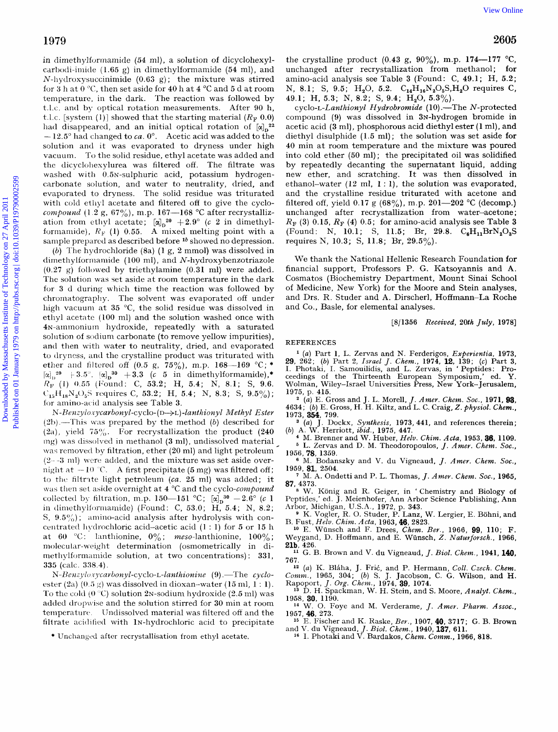in dimethylformamide (54 ml), a solution of dicyclohexylcarbodi-imide (1.65 g) in dimethylformamide (54 ml), and *N*-hydroxysuccinimide (0.63 g); the mixture was stirred for 3 h at 0 °C, then set aside for 40 h at 4 °C and 5 d at room temperature, in the dark. The reaction was followed by t.l.c. and by optical rotation measurements. After 90 h, t.l.c. [system (1)] showed that the starting material ($R_F$ 0.0) had disappeared, and an initial optical rotation of $[\alpha]_D^{22}$ $-12.5°$ had changed to *ca.* 0°. Acetic acid was added to the solution and it was evaporated to dryness under high vacuum. To the solid residue, ethyl acetate was added and the dicyclohexylurea was filtered off. The filtrate was washed with 0.5N-sulphuric acid, potassium hydrogencarbonate solution, and water to neutrality, dried, and evaporated to dryness. The solid residue was triturated with cold ethyl acetate and filtered off to give the *cyclo-compound* (1.2 g, 67%), m.p. 167—168 °C after recrystallization from ethyl acetate; $[\alpha]_D^{20}$ $+2.9°$ (*c* 2 in dimethylformamide), $R_F$ (1) 0.55. A mixed melting point with a sample prepared as described before [1b] showed no depression.

(*b*) The hydrochloride (8a) (1 g, 2 mmol) was dissolved in dimethylformamide (100 ml), and *N*-hydroxybenzotriazole (0.27 g) followed by triethylamine (0.31 ml) were added. The solution was set aside at room temperature in the dark for 3 d during which time the reaction was followed by chromatography. The solvent was evaporated off under high vacuum at 35 °C, the solid residue was dissolved in ethyl acetate (100 ml) and the solution washed once with 4N-ammonium hydroxide, repeatedly with a saturated solution of sodium carbonate (to remove yellow impurities), and then with water to neutrality, dried, and evaporated to dryness, and the crystalline product was triturated with ether and filtered off (0.5 g, 75%), m.p. 168—169 °C;* $[\alpha]_D^{20}$ $+3.5°$, $[\alpha]_D^{30}$ $+3.3$ (*c* 5 in dimethylformamide),* $R_F$ (1) 0.55 (Found: C, 53.2; H, 5.4; N, 8.1; S, 9.6. $C_{15}H_{18}N_2O_5S$ requires C, 53.2; H, 5.4; N, 8.3; S, 9.5%); for amino-acid analysis see Table 3.

*N-Benzyloxycarbonyl*-cyclo-(D→L)-*lanthionyl Methyl Ester* (2b).—This was prepared by the method (*b*) described for (2a), yield 75%. For recrystallization the product (240 mg) was dissolved in methanol (3 ml), undissolved material was removed by filtration, ether (20 ml) and light petroleum (2—3 ml) were added, and the mixture was set aside overnight at −10 °C. A first precipitate (5 mg) was filtered off; to the filtrate light petroleum (*ca.* 25 ml) was added; it was then set aside overnight at 4 °C and the *cyclo-compound* collected by filtration, m.p. 150—151 °C; $[\alpha]_D^{30}$ $-2.6°$ (*c* 1 in dimethylformamide) (Found: C, 53.0; H, 5.4; N, 8.2; S, 9.5%); amino-acid analysis after hydrolysis with concentrated hydrochloric acid–acetic acid (1 : 1) for 5 or 15 h at 60 °C: lanthionine, 0%; *meso*-lanthionine, 100%; molecular-weight determination (osmometrically in dimethylformamide solution, at two concentrations): 331, 335 (calc. 338.4).

*N-Benzyloxycarbonyl*-cyclo-L-*lanthionine* (9).—The *cyclo*-ester (2a) (0.5 g) was dissolved in dioxan–water (15 ml, 1 : 1). To the cold (0 °C) solution 2N-sodium hydroxide (2.5 ml) was added dropwise and the solution stirred for 30 min at room temperature. Undissolved material was filtered off and the filtrate acidified with 1N-hydrochloric acid to precipitate the crystalline product (0.43 g, 90%), m.p. 174—177 °C, unchanged after recrystallization from methanol; for amino-acid analysis see Table 3 (Found: C, 49.1; H, 5.2; N, 8.1; S, 9.5; $H_2O$, 5.2. $C_{14}H_{16}N_2O_5S,H_2O$ requires C, 49.1; H, 5.3; N, 8.2; S, 9.4; $H_2O$, 5.3%).

cyclo-L-*Lanthionyl Hydrobromide* (10).—The *N*-protected compound (9) was dissolved in 3N-hydrogen bromide in acetic acid (3 ml), phosphorous acid diethyl ester (1 ml), and diethyl disulphide (1.5 ml); the solution was set aside for 40 min at room temperature and the mixture was poured into cold ether (50 ml); the precipitated oil was solidified by repeatedly decanting the supernatant liquid, adding new ether, and scratching. It was then dissolved in ethanol–water (12 ml, 1 : 1), the solution was evaporated, and the crystalline residue triturated with acetone and filtered off, yield 0.17 g (68%), m.p. 201—202 °C (decomp.) unchanged after recrystallization from water–acetone; $R_F$ (3) 0.15, $R_F$ (4) 0.5; for amino-acid analysis see Table 3 (Found: N, 10.1; S, 11.5; Br, 29.8. $C_6H_{11}BrN_2O_3S$ requires N, 10.3; S, 11.8; Br, 29.5%).

We thank the National Hellenic Research Foundation for financial support, Professors P. G. Katsoyannis and A. Cosmatos (Biochemistry Department, Mount Sinai School of Medicine, New York) for the Moore and Stein analyses, and Drs. R. Studer and A. Dirscherl, Hoffmann–La Roche and Co., Basle, for elemental analyses.

[8/1356 *Received*, 20*th July*, 1978]

\* Unchanged after recrystallisation from ethyl acetate.

## REFERENCES

1 (*a*) Part 1, L. Zervas and N. Ferderigos, *Experientia*, 1973, **29**, 262; (*b*) Part 2, *Israel J. Chem.*, 1974, **12**, 139; (*c*) Part 3, I. Photaki, I. Samouilidis, and L. Zervas, in 'Peptides: Proceedings of the Thirteenth European Symposium,' ed. Y. Wolman, Wiley–Israel Universities Press, New York–Jerusalem, 1975, p. 415.

2 (*a*) E. Gross and J. L. Morell, *J. Amer. Chem. Soc.*, 1971, **93**, 4634; (*b*) E. Gross, H. H. Kiltz, and L. C. Craig, *Z. physiol. Chem.*, 1973, **354**, 799.

3 (*a*) J. Dockx, *Synthesis*, 1973, 441, and references therein; (*b*) A. W. Herriott, *ibid.*, 1975, 447.

4 M. Brenner and W. Huber, *Helv. Chim. Acta*, 1953, **36**, 1109.

5 L. Zervas and D. M. Theodoropoulos, *J. Amer. Chem. Soc.*, 1956, **78**, 1359.

6 M. Bodanszky and V. du Vigneaud, *J. Amer. Chem. Soc.*, 1959, **81**, 2504.

7 M. A. Ondetti and P. L. Thomas, *J. Amer. Chem. Soc.*, 1965, **87**, 4373.

8 W. König and R. Geiger, in 'Chemistry and Biology of Peptides,' ed. J. Meienhofer, Ann Arbor Science Publishing, Ann Arbor, Michigan, U.S.A., 1972, p. 343.

9 K. Vogler, R. O. Studer, P. Lanz, W. Lergier, E. Böhni, and B. Fust, *Helv. Chim. Acta*, 1963, **46**, 2823.

10 E. Wünsch and F. Drees, *Chem. Ber.*, 1966, **99**, 110; F. Weygand, D. Hoffmann, and E. Wünsch, *Z. Naturforsch.*, 1966, **21b**, 426.

11 G. B. Brown and V. du Vigneaud, *J. Biol. Chem.*, 1941, **140**, 767.

12 (*a*) K. Bláha, J. Frič, and P. Hermann, *Coll. Czech. Chem. Comm.*, 1965, 304; (*b*) S. J. Jacobson, C. G. Wilson, and H. Rapoport, *J. Org. Chem.*, 1974, **39**, 1074.

13 D. H. Spackman, W. H. Stein, and S. Moore, *Analyt. Chem.*, 1958, **30**, 1190.

14 W. O. Foye and M. Verderame, *J. Amer. Pharm. Assoc.*, 1957, **46**, 273.

15 E. Fischer and K. Raske, *Ber.*, 1907, **40**, 3717; G. B. Brown and V. du Vigneaud, *J. Biol. Chem.*, 1940, **137**, 611.

16 I. Photaki and V. Bardakos, *Chem. Comm.*, 1966, 818.